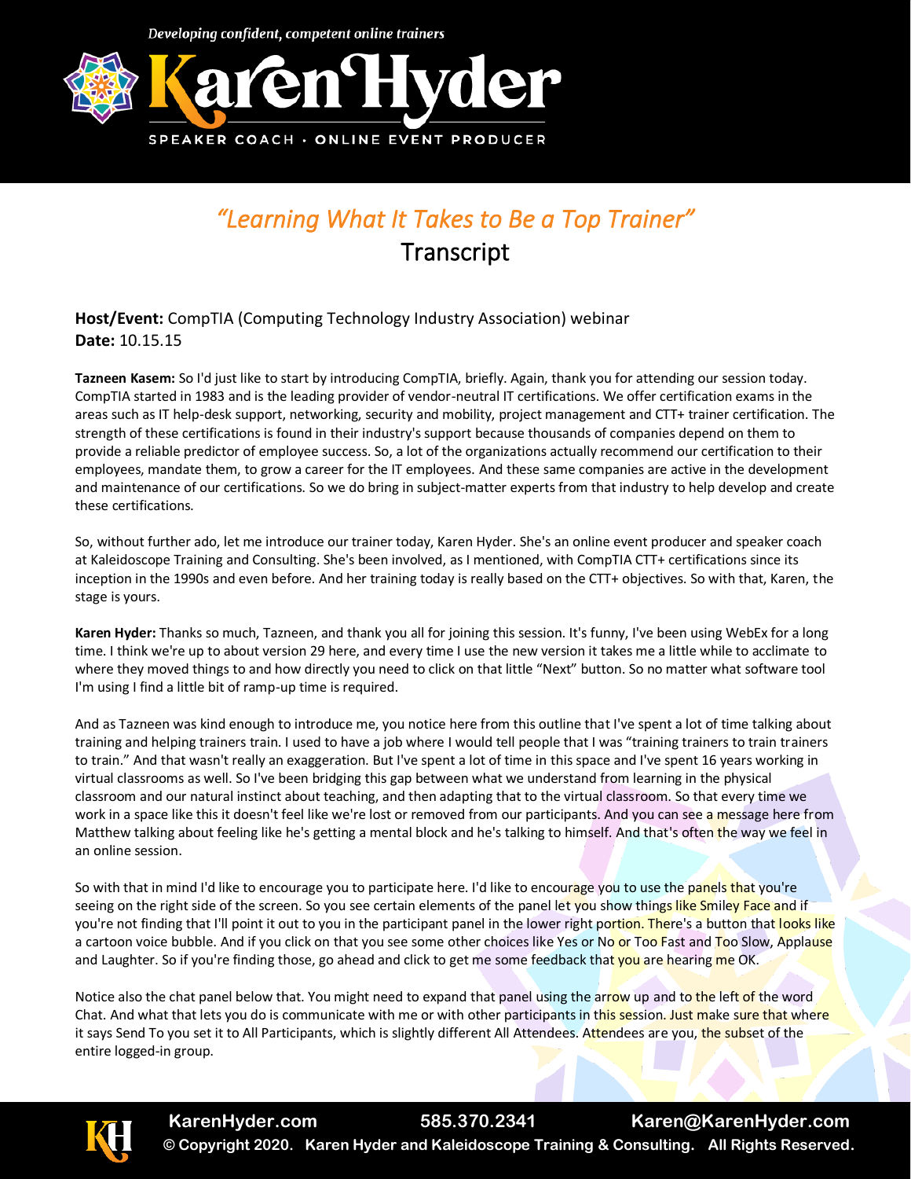# *"Learning What It Takes to Be a Top Trainer"*

## Transcript

**Host/Event:** CompTIA (Computing Technology Industry Association) webinar
**Date:** 10.15.15

**Tazneen Kasem:** So I'd just like to start by introducing CompTIA, briefly. Again, thank you for attending our session today. CompTIA started in 1983 and is the leading provider of vendor-neutral IT certifications. We offer certification exams in the areas such as IT help-desk support, networking, security and mobility, project management and CTT+ trainer certification. The strength of these certifications is found in their industry's support because thousands of companies depend on them to provide a reliable predictor of employee success. So, a lot of the organizations actually recommend our certification to their employees, mandate them, to grow a career for the IT employees. And these same companies are active in the development and maintenance of our certifications. So we do bring in subject-matter experts from that industry to help develop and create these certifications.

So, without further ado, let me introduce our trainer today, Karen Hyder. She's an online event producer and speaker coach at Kaleidoscope Training and Consulting. She's been involved, as I mentioned, with CompTIA CTT+ certifications since its inception in the 1990s and even before. And her training today is really based on the CTT+ objectives. So with that, Karen, the stage is yours.

**Karen Hyder:** Thanks so much, Tazneen, and thank you all for joining this session. It's funny, I've been using WebEx for a long time. I think we're up to about version 29 here, and every time I use the new version it takes me a little while to acclimate to where they moved things to and how directly you need to click on that little "Next" button. So no matter what software tool I'm using I find a little bit of ramp-up time is required.

And as Tazneen was kind enough to introduce me, you notice here from this outline that I've spent a lot of time talking about training and helping trainers train. I used to have a job where I would tell people that I was "training trainers to train trainers to train." And that wasn't really an exaggeration. But I've spent a lot of time in this space and I've spent 16 years working in virtual classrooms as well. So I've been bridging this gap between what we understand from learning in the physical classroom and our natural instinct about teaching, and then adapting that to the virtual classroom. So that every time we work in a space like this it doesn't feel like we're lost or removed from our participants. And you can see a message here from Matthew talking about feeling like he's getting a mental block and he's talking to himself. And that's often the way we feel in an online session.

So with that in mind I'd like to encourage you to participate here. I'd like to encourage you to use the panels that you're seeing on the right side of the screen. So you see certain elements of the panel let you show things like Smiley Face and if you're not finding that I'll point it out to you in the participant panel in the lower right portion. There's a button that looks like a cartoon voice bubble. And if you click on that you see some other choices like Yes or No or Too Fast and Too Slow, Applause and Laughter. So if you're finding those, go ahead and click to get me some feedback that you are hearing me OK.

Notice also the chat panel below that. You might need to expand that panel using the arrow up and to the left of the word Chat. And what that lets you do is communicate with me or with other participants in this session. Just make sure that where it says Send To you set it to All Participants, which is slightly different All Attendees. Attendees are you, the subset of the entire logged-in group.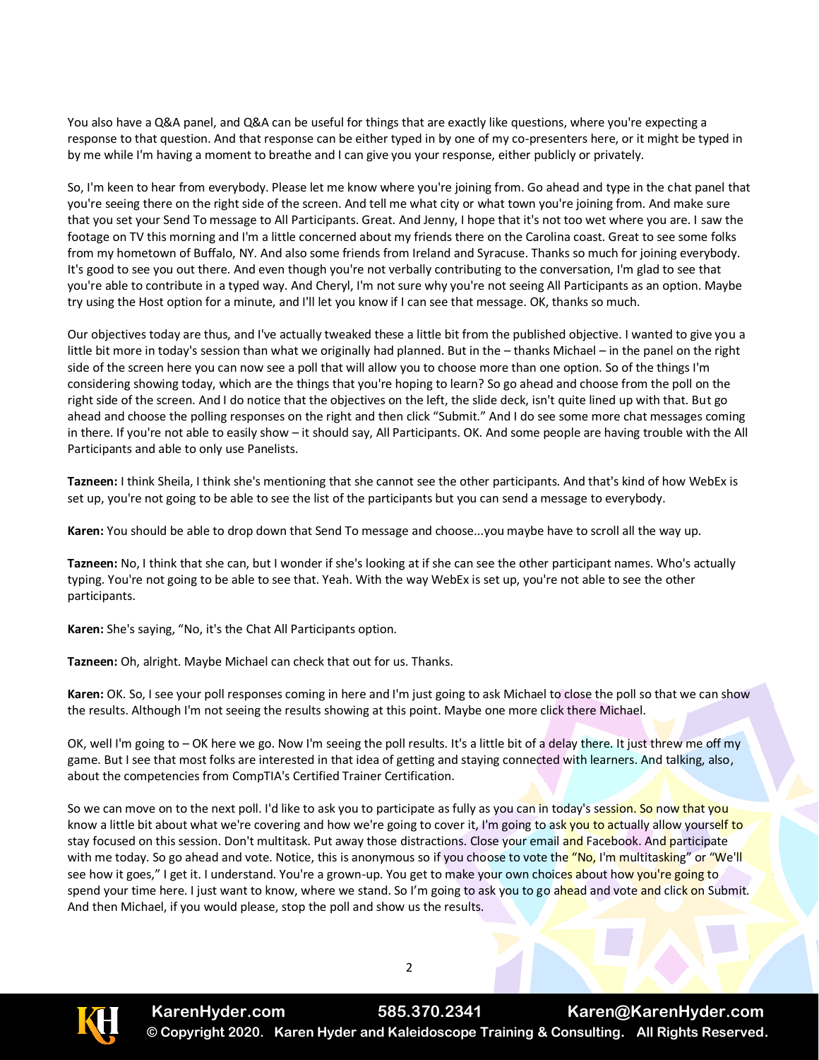You also have a Q&A panel, and Q&A can be useful for things that are exactly like questions, where you're expecting a response to that question. And that response can be either typed in by one of my co-presenters here, or it might be typed in by me while I'm having a moment to breathe and I can give you your response, either publicly or privately.

So, I'm keen to hear from everybody. Please let me know where you're joining from. Go ahead and type in the chat panel that you're seeing there on the right side of the screen. And tell me what city or what town you're joining from. And make sure that you set your Send To message to All Participants. Great. And Jenny, I hope that it's not too wet where you are. I saw the footage on TV this morning and I'm a little concerned about my friends there on the Carolina coast. Great to see some folks from my hometown of Buffalo, NY. And also some friends from Ireland and Syracuse. Thanks so much for joining everybody. It's good to see you out there. And even though you're not verbally contributing to the conversation, I'm glad to see that you're able to contribute in a typed way. And Cheryl, I'm not sure why you're not seeing All Participants as an option. Maybe try using the Host option for a minute, and I'll let you know if I can see that message. OK, thanks so much.

Our objectives today are thus, and I've actually tweaked these a little bit from the published objective. I wanted to give you a little bit more in today's session than what we originally had planned. But in the – thanks Michael – in the panel on the right side of the screen here you can now see a poll that will allow you to choose more than one option. So of the things I'm considering showing today, which are the things that you're hoping to learn? So go ahead and choose from the poll on the right side of the screen. And I do notice that the objectives on the left, the slide deck, isn't quite lined up with that. But go ahead and choose the polling responses on the right and then click "Submit." And I do see some more chat messages coming in there. If you're not able to easily show – it should say, All Participants. OK. And some people are having trouble with the All Participants and able to only use Panelists.

**Tazneen:** I think Sheila, I think she's mentioning that she cannot see the other participants. And that's kind of how WebEx is set up, you're not going to be able to see the list of the participants but you can send a message to everybody.

**Karen:** You should be able to drop down that Send To message and choose...you maybe have to scroll all the way up.

**Tazneen:** No, I think that she can, but I wonder if she's looking at if she can see the other participant names. Who's actually typing. You're not going to be able to see that. Yeah. With the way WebEx is set up, you're not able to see the other participants.

**Karen:** She's saying, "No, it's the Chat All Participants option.

**Tazneen:** Oh, alright. Maybe Michael can check that out for us. Thanks.

**Karen:** OK. So, I see your poll responses coming in here and I'm just going to ask Michael to close the poll so that we can show the results. Although I'm not seeing the results showing at this point. Maybe one more click there Michael.

OK, well I'm going to – OK here we go. Now I'm seeing the poll results. It's a little bit of a delay there. It just threw me off my game. But I see that most folks are interested in that idea of getting and staying connected with learners. And talking, also, about the competencies from CompTIA's Certified Trainer Certification.

So we can move on to the next poll. I'd like to ask you to participate as fully as you can in today's session. So now that you know a little bit about what we're covering and how we're going to cover it, I'm going to ask you to actually allow yourself to stay focused on this session. Don't multitask. Put away those distractions. Close your email and Facebook. And participate with me today. So go ahead and vote. Notice, this is anonymous so if you choose to vote the "No, I'm multitasking" or "We'll see how it goes," I get it. I understand. You're a grown-up. You get to make your own choices about how you're going to spend your time here. I just want to know, where we stand. So I'm going to ask you to go ahead and vote and click on Submit. And then Michael, if you would please, stop the poll and show us the results.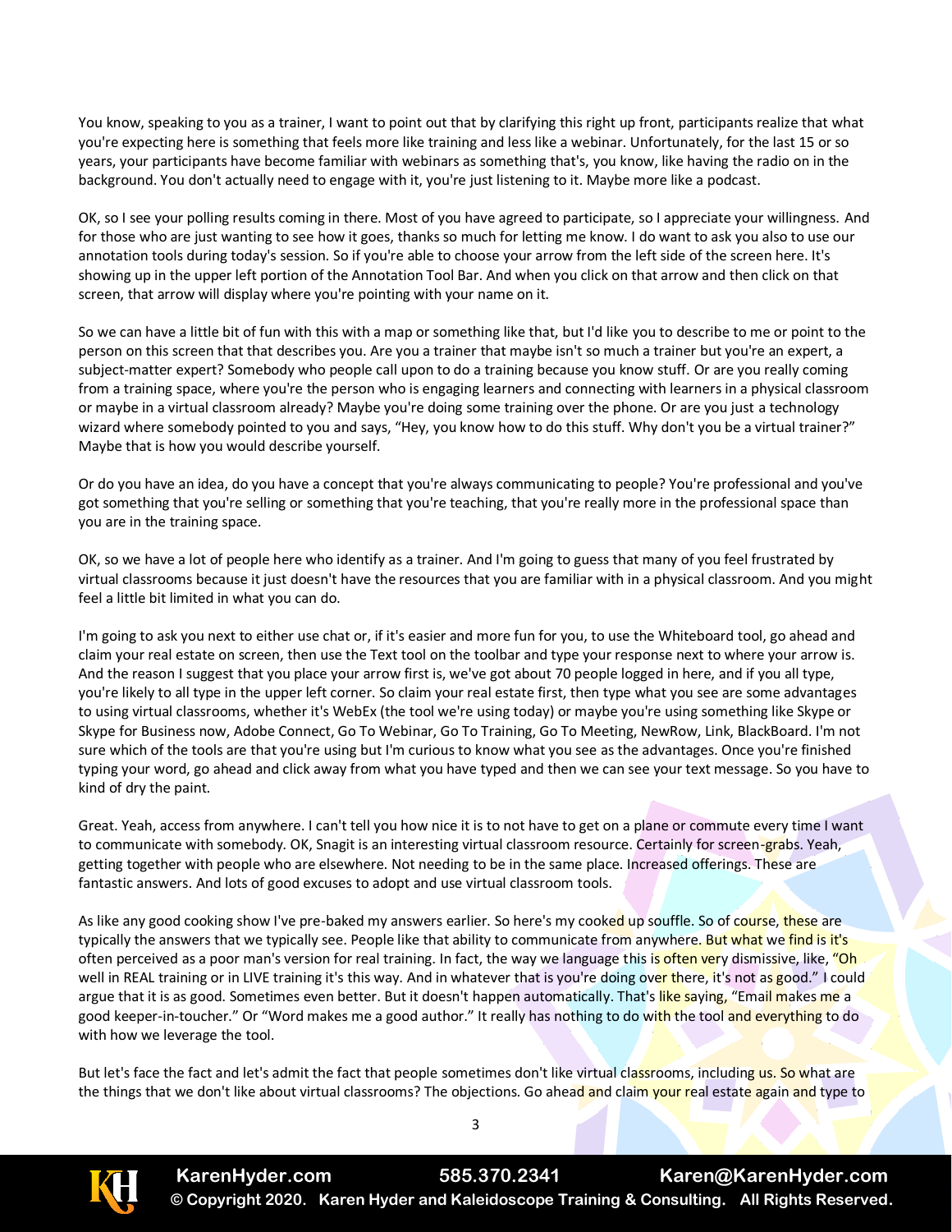You know, speaking to you as a trainer, I want to point out that by clarifying this right up front, participants realize that what you're expecting here is something that feels more like training and less like a webinar. Unfortunately, for the last 15 or so years, your participants have become familiar with webinars as something that's, you know, like having the radio on in the background. You don't actually need to engage with it, you're just listening to it. Maybe more like a podcast.

OK, so I see your polling results coming in there. Most of you have agreed to participate, so I appreciate your willingness. And for those who are just wanting to see how it goes, thanks so much for letting me know. I do want to ask you also to use our annotation tools during today's session. So if you're able to choose your arrow from the left side of the screen here. It's showing up in the upper left portion of the Annotation Tool Bar. And when you click on that arrow and then click on that screen, that arrow will display where you're pointing with your name on it.

So we can have a little bit of fun with this with a map or something like that, but I'd like you to describe to me or point to the person on this screen that that describes you. Are you a trainer that maybe isn't so much a trainer but you're an expert, a subject-matter expert? Somebody who people call upon to do a training because you know stuff. Or are you really coming from a training space, where you're the person who is engaging learners and connecting with learners in a physical classroom or maybe in a virtual classroom already? Maybe you're doing some training over the phone. Or are you just a technology wizard where somebody pointed to you and says, "Hey, you know how to do this stuff. Why don't you be a virtual trainer?" Maybe that is how you would describe yourself.

Or do you have an idea, do you have a concept that you're always communicating to people? You're professional and you've got something that you're selling or something that you're teaching, that you're really more in the professional space than you are in the training space.

OK, so we have a lot of people here who identify as a trainer. And I'm going to guess that many of you feel frustrated by virtual classrooms because it just doesn't have the resources that you are familiar with in a physical classroom. And you might feel a little bit limited in what you can do.

I'm going to ask you next to either use chat or, if it's easier and more fun for you, to use the Whiteboard tool, go ahead and claim your real estate on screen, then use the Text tool on the toolbar and type your response next to where your arrow is. And the reason I suggest that you place your arrow first is, we've got about 70 people logged in here, and if you all type, you're likely to all type in the upper left corner. So claim your real estate first, then type what you see are some advantages to using virtual classrooms, whether it's WebEx (the tool we're using today) or maybe you're using something like Skype or Skype for Business now, Adobe Connect, Go To Webinar, Go To Training, Go To Meeting, NewRow, Link, BlackBoard. I'm not sure which of the tools are that you're using but I'm curious to know what you see as the advantages. Once you're finished typing your word, go ahead and click away from what you have typed and then we can see your text message. So you have to kind of dry the paint.

Great. Yeah, access from anywhere. I can't tell you how nice it is to not have to get on a plane or commute every time I want to communicate with somebody. OK, Snagit is an interesting virtual classroom resource. Certainly for screen-grabs. Yeah, getting together with people who are elsewhere. Not needing to be in the same place. Increased offerings. These are fantastic answers. And lots of good excuses to adopt and use virtual classroom tools.

As like any good cooking show I've pre-baked my answers earlier. So here's my cooked up souffle. So of course, these are typically the answers that we typically see. People like that ability to communicate from anywhere. But what we find is it's often perceived as a poor man's version for real training. In fact, the way we language this is often very dismissive, like, "Oh well in REAL training or in LIVE training it's this way. And in whatever that is you're doing over there, it's not as good." I could argue that it is as good. Sometimes even better. But it doesn't happen automatically. That's like saying, "Email makes me a good keeper-in-toucher." Or "Word makes me a good author." It really has nothing to do with the tool and everything to do with how we leverage the tool.

But let's face the fact and let's admit the fact that people sometimes don't like virtual classrooms, including us. So what are the things that we don't like about virtual classrooms? The objections. Go ahead and claim your real estate again and type to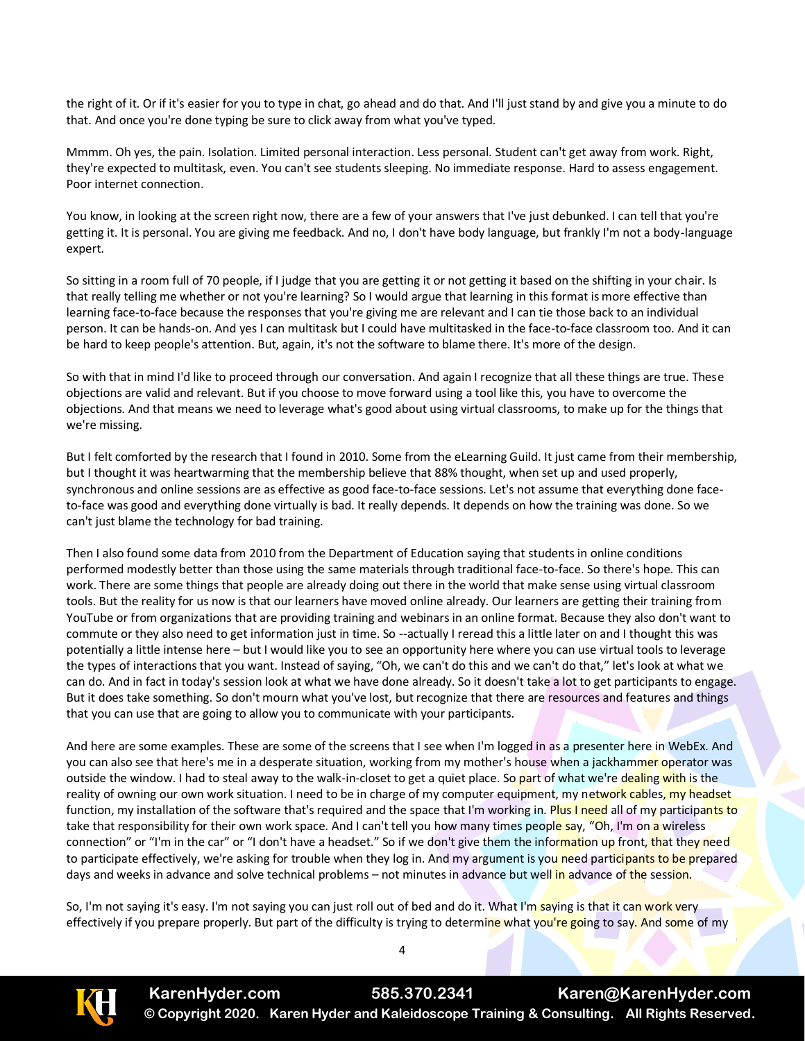the right of it. Or if it's easier for you to type in chat, go ahead and do that. And I'll just stand by and give you a minute to do that. And once you're done typing be sure to click away from what you've typed.

Mmmm. Oh yes, the pain. Isolation. Limited personal interaction. Less personal. Student can't get away from work. Right, they're expected to multitask, even. You can't see students sleeping. No immediate response. Hard to assess engagement. Poor internet connection.

You know, in looking at the screen right now, there are a few of your answers that I've just debunked. I can tell that you're getting it. It is personal. You are giving me feedback. And no, I don't have body language, but frankly I'm not a body-language expert.

So sitting in a room full of 70 people, if I judge that you are getting it or not getting it based on the shifting in your chair. Is that really telling me whether or not you're learning? So I would argue that learning in this format is more effective than learning face-to-face because the responses that you're giving me are relevant and I can tie those back to an individual person. It can be hands-on. And yes I can multitask but I could have multitasked in the face-to-face classroom too. And it can be hard to keep people's attention. But, again, it's not the software to blame there. It's more of the design.

So with that in mind I'd like to proceed through our conversation. And again I recognize that all these things are true. These objections are valid and relevant. But if you choose to move forward using a tool like this, you have to overcome the objections. And that means we need to leverage what's good about using virtual classrooms, to make up for the things that we're missing.

But I felt comforted by the research that I found in 2010. Some from the eLearning Guild. It just came from their membership, but I thought it was heartwarming that the membership believe that 88% thought, when set up and used properly, synchronous and online sessions are as effective as good face-to-face sessions. Let's not assume that everything done face-to-face was good and everything done virtually is bad. It really depends. It depends on how the training was done. So we can't just blame the technology for bad training.

Then I also found some data from 2010 from the Department of Education saying that students in online conditions performed modestly better than those using the same materials through traditional face-to-face. So there's hope. This can work. There are some things that people are already doing out there in the world that make sense using virtual classroom tools. But the reality for us now is that our learners have moved online already. Our learners are getting their training from YouTube or from organizations that are providing training and webinars in an online format. Because they also don't want to commute or they also need to get information just in time. So --actually I reread this a little later on and I thought this was potentially a little intense here – but I would like you to see an opportunity here where you can use virtual tools to leverage the types of interactions that you want. Instead of saying, "Oh, we can't do this and we can't do that," let's look at what we can do. And in fact in today's session look at what we have done already. So it doesn't take a lot to get participants to engage. But it does take something. So don't mourn what you've lost, but recognize that there are resources and features and things that you can use that are going to allow you to communicate with your participants.

And here are some examples. These are some of the screens that I see when I'm logged in as a presenter here in WebEx. And you can also see that here's me in a desperate situation, working from my mother's house when a jackhammer operator was outside the window. I had to steal away to the walk-in-closet to get a quiet place. So part of what we're dealing with is the reality of owning our own work situation. I need to be in charge of my computer equipment, my network cables, my headset function, my installation of the software that's required and the space that I'm working in. Plus I need all of my participants to take that responsibility for their own work space. And I can't tell you how many times people say, "Oh, I'm on a wireless connection" or "I'm in the car" or "I don't have a headset." So if we don't give them the information up front, that they need to participate effectively, we're asking for trouble when they log in. And my argument is you need participants to be prepared days and weeks in advance and solve technical problems – not minutes in advance but well in advance of the session.

So, I'm not saying it's easy. I'm not saying you can just roll out of bed and do it. What I'm saying is that it can work very effectively if you prepare properly. But part of the difficulty is trying to determine what you're going to say. And some of my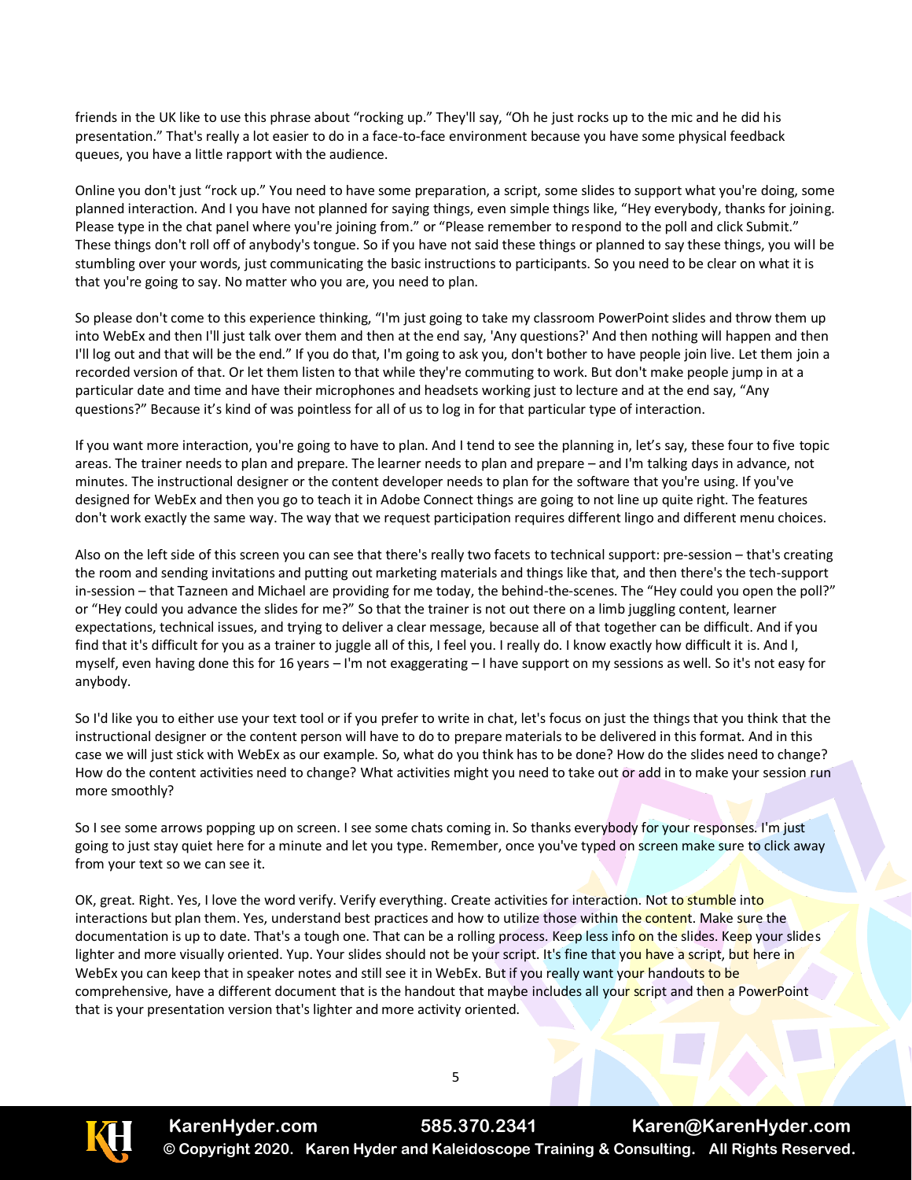friends in the UK like to use this phrase about "rocking up." They'll say, "Oh he just rocks up to the mic and he did his presentation." That's really a lot easier to do in a face-to-face environment because you have some physical feedback queues, you have a little rapport with the audience.

Online you don't just "rock up." You need to have some preparation, a script, some slides to support what you're doing, some planned interaction. And I you have not planned for saying things, even simple things like, "Hey everybody, thanks for joining. Please type in the chat panel where you're joining from." or "Please remember to respond to the poll and click Submit." These things don't roll off of anybody's tongue. So if you have not said these things or planned to say these things, you will be stumbling over your words, just communicating the basic instructions to participants. So you need to be clear on what it is that you're going to say. No matter who you are, you need to plan.

So please don't come to this experience thinking, "I'm just going to take my classroom PowerPoint slides and throw them up into WebEx and then I'll just talk over them and then at the end say, 'Any questions?' And then nothing will happen and then I'll log out and that will be the end." If you do that, I'm going to ask you, don't bother to have people join live. Let them join a recorded version of that. Or let them listen to that while they're commuting to work. But don't make people jump in at a particular date and time and have their microphones and headsets working just to lecture and at the end say, "Any questions?" Because it's kind of was pointless for all of us to log in for that particular type of interaction.

If you want more interaction, you're going to have to plan. And I tend to see the planning in, let's say, these four to five topic areas. The trainer needs to plan and prepare. The learner needs to plan and prepare – and I'm talking days in advance, not minutes. The instructional designer or the content developer needs to plan for the software that you're using. If you've designed for WebEx and then you go to teach it in Adobe Connect things are going to not line up quite right. The features don't work exactly the same way. The way that we request participation requires different lingo and different menu choices.

Also on the left side of this screen you can see that there's really two facets to technical support: pre-session – that's creating the room and sending invitations and putting out marketing materials and things like that, and then there's the tech-support in-session – that Tazneen and Michael are providing for me today, the behind-the-scenes. The "Hey could you open the poll?" or "Hey could you advance the slides for me?" So that the trainer is not out there on a limb juggling content, learner expectations, technical issues, and trying to deliver a clear message, because all of that together can be difficult. And if you find that it's difficult for you as a trainer to juggle all of this, I feel you. I really do. I know exactly how difficult it is. And I, myself, even having done this for 16 years – I'm not exaggerating – I have support on my sessions as well. So it's not easy for anybody.

So I'd like you to either use your text tool or if you prefer to write in chat, let's focus on just the things that you think that the instructional designer or the content person will have to do to prepare materials to be delivered in this format. And in this case we will just stick with WebEx as our example. So, what do you think has to be done? How do the slides need to change? How do the content activities need to change? What activities might you need to take out or add in to make your session run more smoothly?

So I see some arrows popping up on screen. I see some chats coming in. So thanks everybody for your responses. I'm just going to just stay quiet here for a minute and let you type. Remember, once you've typed on screen make sure to click away from your text so we can see it.

OK, great. Right. Yes, I love the word verify. Verify everything. Create activities for interaction. Not to stumble into interactions but plan them. Yes, understand best practices and how to utilize those within the content. Make sure the documentation is up to date. That's a tough one. That can be a rolling process. Keep less info on the slides. Keep your slides lighter and more visually oriented. Yup. Your slides should not be your script. It's fine that you have a script, but here in WebEx you can keep that in speaker notes and still see it in WebEx. But if you really want your handouts to be comprehensive, have a different document that is the handout that maybe includes all your script and then a PowerPoint that is your presentation version that's lighter and more activity oriented.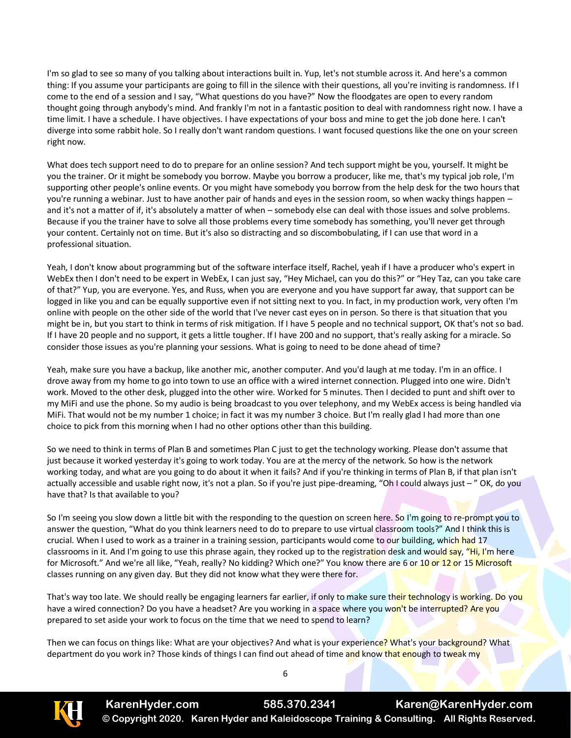I'm so glad to see so many of you talking about interactions built in. Yup, let's not stumble across it. And here's a common thing: If you assume your participants are going to fill in the silence with their questions, all you're inviting is randomness. If I come to the end of a session and I say, "What questions do you have?" Now the floodgates are open to every random thought going through anybody's mind. And frankly I'm not in a fantastic position to deal with randomness right now. I have a time limit. I have a schedule. I have objectives. I have expectations of your boss and mine to get the job done here. I can't diverge into some rabbit hole. So I really don't want random questions. I want focused questions like the one on your screen right now.

What does tech support need to do to prepare for an online session? And tech support might be you, yourself. It might be you the trainer. Or it might be somebody you borrow. Maybe you borrow a producer, like me, that's my typical job role, I'm supporting other people's online events. Or you might have somebody you borrow from the help desk for the two hours that you're running a webinar. Just to have another pair of hands and eyes in the session room, so when wacky things happen – and it's not a matter of if, it's absolutely a matter of when – somebody else can deal with those issues and solve problems. Because if you the trainer have to solve all those problems every time somebody has something, you'll never get through your content. Certainly not on time. But it's also so distracting and so discombobulating, if I can use that word in a professional situation.

Yeah, I don't know about programming but of the software interface itself, Rachel, yeah if I have a producer who's expert in WebEx then I don't need to be expert in WebEx, I can just say, "Hey Michael, can you do this?" or "Hey Taz, can you take care of that?" Yup, you are everyone. Yes, and Russ, when you are everyone and you have support far away, that support can be logged in like you and can be equally supportive even if not sitting next to you. In fact, in my production work, very often I'm online with people on the other side of the world that I've never cast eyes on in person. So there is that situation that you might be in, but you start to think in terms of risk mitigation. If I have 5 people and no technical support, OK that's not so bad. If I have 20 people and no support, it gets a little tougher. If I have 200 and no support, that's really asking for a miracle. So consider those issues as you're planning your sessions. What is going to need to be done ahead of time?

Yeah, make sure you have a backup, like another mic, another computer. And you'd laugh at me today. I'm in an office. I drove away from my home to go into town to use an office with a wired internet connection. Plugged into one wire. Didn't work. Moved to the other desk, plugged into the other wire. Worked for 5 minutes. Then I decided to punt and shift over to my MiFi and use the phone. So my audio is being broadcast to you over telephony, and my WebEx access is being handled via MiFi. That would not be my number 1 choice; in fact it was my number 3 choice. But I'm really glad I had more than one choice to pick from this morning when I had no other options other than this building.

So we need to think in terms of Plan B and sometimes Plan C just to get the technology working. Please don't assume that just because it worked yesterday it's going to work today. You are at the mercy of the network. So how is the network working today, and what are you going to do about it when it fails? And if you're thinking in terms of Plan B, if that plan isn't actually accessible and usable right now, it's not a plan. So if you're just pipe-dreaming, "Oh I could always just – " OK, do you have that? Is that available to you?

So I'm seeing you slow down a little bit with the responding to the question on screen here. So I'm going to re-prompt you to answer the question, "What do you think learners need to do to prepare to use virtual classroom tools?" And I think this is crucial. When I used to work as a trainer in a training session, participants would come to our building, which had 17 classrooms in it. And I'm going to use this phrase again, they rocked up to the registration desk and would say, "Hi, I'm here for Microsoft." And we're all like, "Yeah, really? No kidding? Which one?" You know there are 6 or 10 or 12 or 15 Microsoft classes running on any given day. But they did not know what they were there for.

That's way too late. We should really be engaging learners far earlier, if only to make sure their technology is working. Do you have a wired connection? Do you have a headset? Are you working in a space where you won't be interrupted? Are you prepared to set aside your work to focus on the time that we need to spend to learn?

Then we can focus on things like: What are your objectives? And what is your experience? What's your background? What department do you work in? Those kinds of things I can find out ahead of time and know that enough to tweak my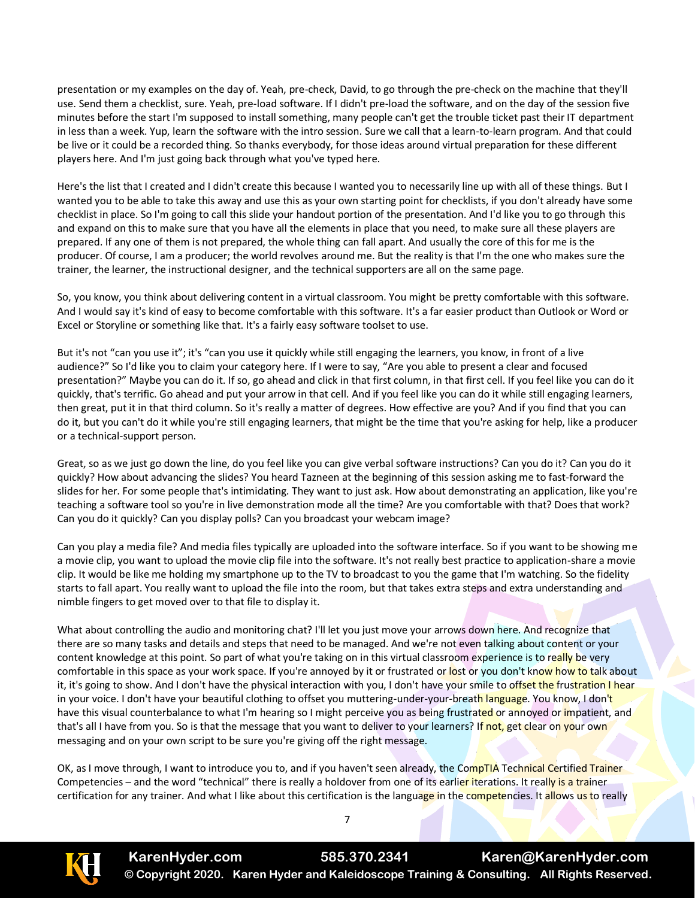presentation or my examples on the day of. Yeah, pre-check, David, to go through the pre-check on the machine that they'll use. Send them a checklist, sure. Yeah, pre-load software. If I didn't pre-load the software, and on the day of the session five minutes before the start I'm supposed to install something, many people can't get the trouble ticket past their IT department in less than a week. Yup, learn the software with the intro session. Sure we call that a learn-to-learn program. And that could be live or it could be a recorded thing. So thanks everybody, for those ideas around virtual preparation for these different players here. And I'm just going back through what you've typed here.

Here's the list that I created and I didn't create this because I wanted you to necessarily line up with all of these things. But I wanted you to be able to take this away and use this as your own starting point for checklists, if you don't already have some checklist in place. So I'm going to call this slide your handout portion of the presentation. And I'd like you to go through this and expand on this to make sure that you have all the elements in place that you need, to make sure all these players are prepared. If any one of them is not prepared, the whole thing can fall apart. And usually the core of this for me is the producer. Of course, I am a producer; the world revolves around me. But the reality is that I'm the one who makes sure the trainer, the learner, the instructional designer, and the technical supporters are all on the same page.

So, you know, you think about delivering content in a virtual classroom. You might be pretty comfortable with this software. And I would say it's kind of easy to become comfortable with this software. It's a far easier product than Outlook or Word or Excel or Storyline or something like that. It's a fairly easy software toolset to use.

But it's not "can you use it"; it's "can you use it quickly while still engaging the learners, you know, in front of a live audience?" So I'd like you to claim your category here. If I were to say, "Are you able to present a clear and focused presentation?" Maybe you can do it. If so, go ahead and click in that first column, in that first cell. If you feel like you can do it quickly, that's terrific. Go ahead and put your arrow in that cell. And if you feel like you can do it while still engaging learners, then great, put it in that third column. So it's really a matter of degrees. How effective are you? And if you find that you can do it, but you can't do it while you're still engaging learners, that might be the time that you're asking for help, like a producer or a technical-support person.

Great, so as we just go down the line, do you feel like you can give verbal software instructions? Can you do it? Can you do it quickly? How about advancing the slides? You heard Tazneen at the beginning of this session asking me to fast-forward the slides for her. For some people that's intimidating. They want to just ask. How about demonstrating an application, like you're teaching a software tool so you're in live demonstration mode all the time? Are you comfortable with that? Does that work? Can you do it quickly? Can you display polls? Can you broadcast your webcam image?

Can you play a media file? And media files typically are uploaded into the software interface. So if you want to be showing me a movie clip, you want to upload the movie clip file into the software. It's not really best practice to application-share a movie clip. It would be like me holding my smartphone up to the TV to broadcast to you the game that I'm watching. So the fidelity starts to fall apart. You really want to upload the file into the room, but that takes extra steps and extra understanding and nimble fingers to get moved over to that file to display it.

What about controlling the audio and monitoring chat? I'll let you just move your arrows down here. And recognize that there are so many tasks and details and steps that need to be managed. And we're not even talking about content or your content knowledge at this point. So part of what you're taking on in this virtual classroom experience is to really be very comfortable in this space as your work space. If you're annoyed by it or frustrated or lost or you don't know how to talk about it, it's going to show. And I don't have the physical interaction with you, I don't have your smile to offset the frustration I hear in your voice. I don't have your beautiful clothing to offset you muttering-under-your-breath language. You know, I don't have this visual counterbalance to what I'm hearing so I might perceive you as being frustrated or annoyed or impatient, and that's all I have from you. So is that the message that you want to deliver to your learners? If not, get clear on your own messaging and on your own script to be sure you're giving off the right message.

OK, as I move through, I want to introduce you to, and if you haven't seen already, the CompTIA Technical Certified Trainer Competencies – and the word "technical" there is really a holdover from one of its earlier iterations. It really is a trainer certification for any trainer. And what I like about this certification is the language in the competencies. It allows us to really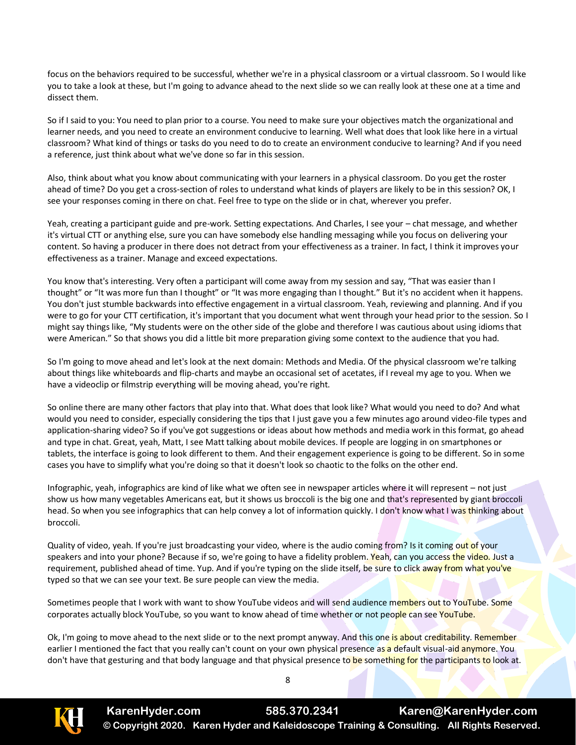focus on the behaviors required to be successful, whether we're in a physical classroom or a virtual classroom. So I would like you to take a look at these, but I'm going to advance ahead to the next slide so we can really look at these one at a time and dissect them.

So if I said to you: You need to plan prior to a course. You need to make sure your objectives match the organizational and learner needs, and you need to create an environment conducive to learning. Well what does that look like here in a virtual classroom? What kind of things or tasks do you need to do to create an environment conducive to learning? And if you need a reference, just think about what we've done so far in this session.

Also, think about what you know about communicating with your learners in a physical classroom. Do you get the roster ahead of time? Do you get a cross-section of roles to understand what kinds of players are likely to be in this session? OK, I see your responses coming in there on chat. Feel free to type on the slide or in chat, wherever you prefer.

Yeah, creating a participant guide and pre-work. Setting expectations. And Charles, I see your – chat message, and whether it's virtual CTT or anything else, sure you can have somebody else handling messaging while you focus on delivering your content. So having a producer in there does not detract from your effectiveness as a trainer. In fact, I think it improves your effectiveness as a trainer. Manage and exceed expectations.

You know that's interesting. Very often a participant will come away from my session and say, "That was easier than I thought" or "It was more fun than I thought" or "It was more engaging than I thought." But it's no accident when it happens. You don't just stumble backwards into effective engagement in a virtual classroom. Yeah, reviewing and planning. And if you were to go for your CTT certification, it's important that you document what went through your head prior to the session. So I might say things like, "My students were on the other side of the globe and therefore I was cautious about using idioms that were American." So that shows you did a little bit more preparation giving some context to the audience that you had.

So I'm going to move ahead and let's look at the next domain: Methods and Media. Of the physical classroom we're talking about things like whiteboards and flip-charts and maybe an occasional set of acetates, if I reveal my age to you. When we have a videoclip or filmstrip everything will be moving ahead, you're right.

So online there are many other factors that play into that. What does that look like? What would you need to do? And what would you need to consider, especially considering the tips that I just gave you a few minutes ago around video-file types and application-sharing video? So if you've got suggestions or ideas about how methods and media work in this format, go ahead and type in chat. Great, yeah, Matt, I see Matt talking about mobile devices. If people are logging in on smartphones or tablets, the interface is going to look different to them. And their engagement experience is going to be different. So in some cases you have to simplify what you're doing so that it doesn't look so chaotic to the folks on the other end.

Infographic, yeah, infographics are kind of like what we often see in newspaper articles where it will represent – not just show us how many vegetables Americans eat, but it shows us broccoli is the big one and that's represented by giant broccoli head. So when you see infographics that can help convey a lot of information quickly. I don't know what I was thinking about broccoli.

Quality of video, yeah. If you're just broadcasting your video, where is the audio coming from? Is it coming out of your speakers and into your phone? Because if so, we're going to have a fidelity problem. Yeah, can you access the video. Just a requirement, published ahead of time. Yup. And if you're typing on the slide itself, be sure to click away from what you've typed so that we can see your text. Be sure people can view the media.

Sometimes people that I work with want to show YouTube videos and will send audience members out to YouTube. Some corporates actually block YouTube, so you want to know ahead of time whether or not people can see YouTube.

Ok, I'm going to move ahead to the next slide or to the next prompt anyway. And this one is about creditability. Remember earlier I mentioned the fact that you really can't count on your own physical presence as a default visual-aid anymore. You don't have that gesturing and that body language and that physical presence to be something for the participants to look at.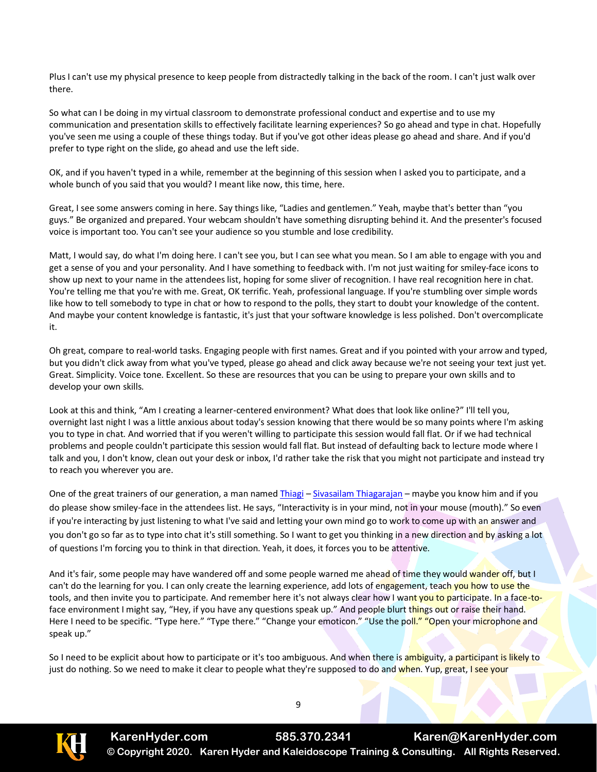Plus I can't use my physical presence to keep people from distractedly talking in the back of the room. I can't just walk over there.

So what can I be doing in my virtual classroom to demonstrate professional conduct and expertise and to use my communication and presentation skills to effectively facilitate learning experiences? So go ahead and type in chat. Hopefully you've seen me using a couple of these things today. But if you've got other ideas please go ahead and share. And if you'd prefer to type right on the slide, go ahead and use the left side.

OK, and if you haven't typed in a while, remember at the beginning of this session when I asked you to participate, and a whole bunch of you said that you would? I meant like now, this time, here.

Great, I see some answers coming in here. Say things like, "Ladies and gentlemen." Yeah, maybe that's better than "you guys." Be organized and prepared. Your webcam shouldn't have something disrupting behind it. And the presenter's focused voice is important too. You can't see your audience so you stumble and lose credibility.

Matt, I would say, do what I'm doing here. I can't see you, but I can see what you mean. So I am able to engage with you and get a sense of you and your personality. And I have something to feedback with. I'm not just waiting for smiley-face icons to show up next to your name in the attendees list, hoping for some sliver of recognition. I have real recognition here in chat. You're telling me that you're with me. Great, OK terrific. Yeah, professional language. If you're stumbling over simple words like how to tell somebody to type in chat or how to respond to the polls, they start to doubt your knowledge of the content. And maybe your content knowledge is fantastic, it's just that your software knowledge is less polished. Don't overcomplicate it.

Oh great, compare to real-world tasks. Engaging people with first names. Great and if you pointed with your arrow and typed, but you didn't click away from what you've typed, please go ahead and click away because we're not seeing your text just yet. Great. Simplicity. Voice tone. Excellent. So these are resources that you can be using to prepare your own skills and to develop your own skills.

Look at this and think, "Am I creating a learner-centered environment? What does that look like online?" I'll tell you, overnight last night I was a little anxious about today's session knowing that there would be so many points where I'm asking you to type in chat. And worried that if you weren't willing to participate this session would fall flat. Or if we had technical problems and people couldn't participate this session would fall flat. But instead of defaulting back to lecture mode where I talk and you, I don't know, clean out your desk or inbox, I'd rather take the risk that you might not participate and instead try to reach you wherever you are.

One of the great trainers of our generation, a man named [Thiagi] – [Sivasailam Thiagarajan] – maybe you know him and if you do please show smiley-face in the attendees list. He says, "Interactivity is in your mind, not in your mouse (mouth)." So even if you're interacting by just listening to what I've said and letting your own mind go to work to come up with an answer and you don't go so far as to type into chat it's still something. So I want to get you thinking in a new direction and by asking a lot of questions I'm forcing you to think in that direction. Yeah, it does, it forces you to be attentive.

And it's fair, some people may have wandered off and some people warned me ahead of time they would wander off, but I can't do the learning for you. I can only create the learning experience, add lots of engagement, teach you how to use the tools, and then invite you to participate. And remember here it's not always clear how I want you to participate. In a face-to-face environment I might say, "Hey, if you have any questions speak up." And people blurt things out or raise their hand. Here I need to be specific. "Type here." "Type there." "Change your emoticon." "Use the poll." "Open your microphone and speak up."

So I need to be explicit about how to participate or it's too ambiguous. And when there is ambiguity, a participant is likely to just do nothing. So we need to make it clear to people what they're supposed to do and when. Yup, great, I see your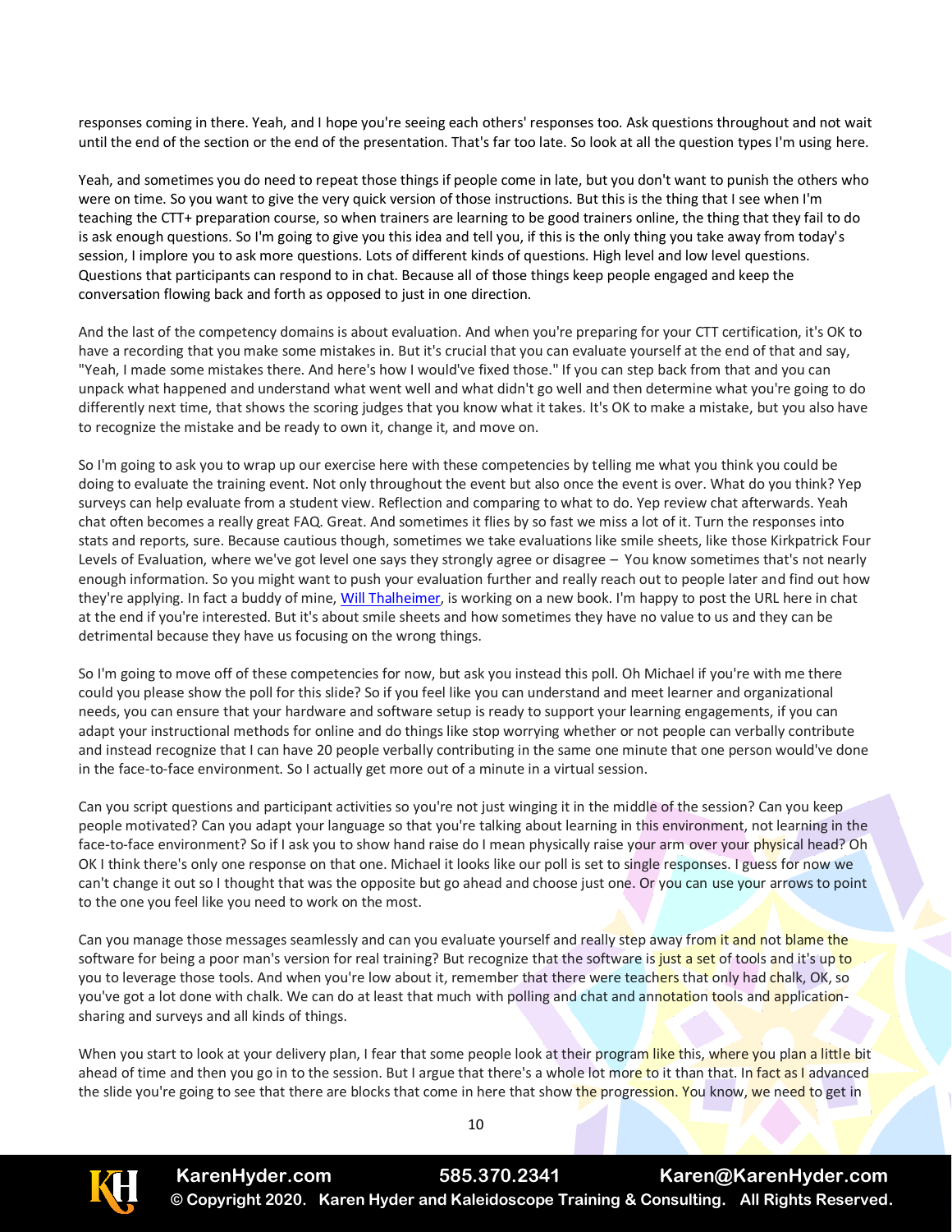responses coming in there. Yeah, and I hope you're seeing each others' responses too. Ask questions throughout and not wait until the end of the section or the end of the presentation. That's far too late. So look at all the question types I'm using here.

Yeah, and sometimes you do need to repeat those things if people come in late, but you don't want to punish the others who were on time. So you want to give the very quick version of those instructions. But this is the thing that I see when I'm teaching the CTT+ preparation course, so when trainers are learning to be good trainers online, the thing that they fail to do is ask enough questions. So I'm going to give you this idea and tell you, if this is the only thing you take away from today's session, I implore you to ask more questions. Lots of different kinds of questions. High level and low level questions. Questions that participants can respond to in chat. Because all of those things keep people engaged and keep the conversation flowing back and forth as opposed to just in one direction.

And the last of the competency domains is about evaluation. And when you're preparing for your CTT certification, it's OK to have a recording that you make some mistakes in. But it's crucial that you can evaluate yourself at the end of that and say, "Yeah, I made some mistakes there. And here's how I would've fixed those." If you can step back from that and you can unpack what happened and understand what went well and what didn't go well and then determine what you're going to do differently next time, that shows the scoring judges that you know what it takes. It's OK to make a mistake, but you also have to recognize the mistake and be ready to own it, change it, and move on.

So I'm going to ask you to wrap up our exercise here with these competencies by telling me what you think you could be doing to evaluate the training event. Not only throughout the event but also once the event is over. What do you think? Yep surveys can help evaluate from a student view. Reflection and comparing to what to do. Yep review chat afterwards. Yeah chat often becomes a really great FAQ. Great. And sometimes it flies by so fast we miss a lot of it. Turn the responses into stats and reports, sure. Because cautious though, sometimes we take evaluations like smile sheets, like those Kirkpatrick Four Levels of Evaluation, where we've got level one says they strongly agree or disagree – You know sometimes that's not nearly enough information. So you might want to push your evaluation further and really reach out to people later and find out how they're applying. In fact a buddy of mine, [Will Thalheimer](), is working on a new book. I'm happy to post the URL here in chat at the end if you're interested. But it's about smile sheets and how sometimes they have no value to us and they can be detrimental because they have us focusing on the wrong things.

So I'm going to move off of these competencies for now, but ask you instead this poll. Oh Michael if you're with me there could you please show the poll for this slide? So if you feel like you can understand and meet learner and organizational needs, you can ensure that your hardware and software setup is ready to support your learning engagements, if you can adapt your instructional methods for online and do things like stop worrying whether or not people can verbally contribute and instead recognize that I can have 20 people verbally contributing in the same one minute that one person would've done in the face-to-face environment. So I actually get more out of a minute in a virtual session.

Can you script questions and participant activities so you're not just winging it in the middle of the session? Can you keep people motivated? Can you adapt your language so that you're talking about learning in this environment, not learning in the face-to-face environment? So if I ask you to show hand raise do I mean physically raise your arm over your physical head? Oh OK I think there's only one response on that one. Michael it looks like our poll is set to single responses. I guess for now we can't change it out so I thought that was the opposite but go ahead and choose just one. Or you can use your arrows to point to the one you feel like you need to work on the most.

Can you manage those messages seamlessly and can you evaluate yourself and really step away from it and not blame the software for being a poor man's version for real training? But recognize that the software is just a set of tools and it's up to you to leverage those tools. And when you're low about it, remember that there were teachers that only had chalk, OK, so you've got a lot done with chalk. We can do at least that much with polling and chat and annotation tools and application-sharing and surveys and all kinds of things.

When you start to look at your delivery plan, I fear that some people look at their program like this, where you plan a little bit ahead of time and then you go in to the session. But I argue that there's a whole lot more to it than that. In fact as I advanced the slide you're going to see that there are blocks that come in here that show the progression. You know, we need to get in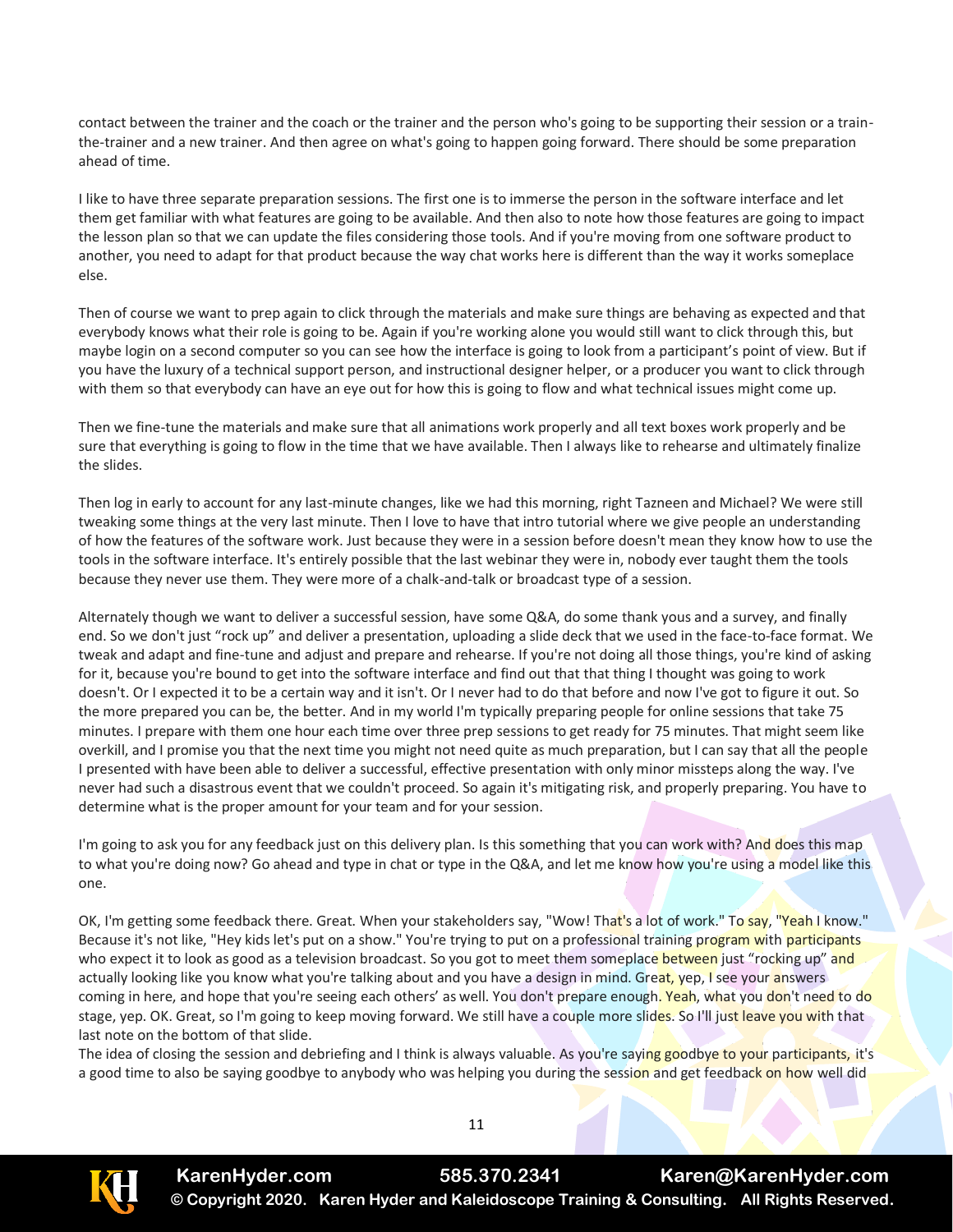contact between the trainer and the coach or the trainer and the person who's going to be supporting their session or a train-the-trainer and a new trainer. And then agree on what's going to happen going forward. There should be some preparation ahead of time.

I like to have three separate preparation sessions. The first one is to immerse the person in the software interface and let them get familiar with what features are going to be available. And then also to note how those features are going to impact the lesson plan so that we can update the files considering those tools. And if you're moving from one software product to another, you need to adapt for that product because the way chat works here is different than the way it works someplace else.

Then of course we want to prep again to click through the materials and make sure things are behaving as expected and that everybody knows what their role is going to be. Again if you're working alone you would still want to click through this, but maybe login on a second computer so you can see how the interface is going to look from a participant's point of view. But if you have the luxury of a technical support person, and instructional designer helper, or a producer you want to click through with them so that everybody can have an eye out for how this is going to flow and what technical issues might come up.

Then we fine-tune the materials and make sure that all animations work properly and all text boxes work properly and be sure that everything is going to flow in the time that we have available. Then I always like to rehearse and ultimately finalize the slides.

Then log in early to account for any last-minute changes, like we had this morning, right Tazneen and Michael? We were still tweaking some things at the very last minute. Then I love to have that intro tutorial where we give people an understanding of how the features of the software work. Just because they were in a session before doesn't mean they know how to use the tools in the software interface. It's entirely possible that the last webinar they were in, nobody ever taught them the tools because they never use them. They were more of a chalk-and-talk or broadcast type of a session.

Alternately though we want to deliver a successful session, have some Q&A, do some thank yous and a survey, and finally end. So we don't just "rock up" and deliver a presentation, uploading a slide deck that we used in the face-to-face format. We tweak and adapt and fine-tune and adjust and prepare and rehearse. If you're not doing all those things, you're kind of asking for it, because you're bound to get into the software interface and find out that that thing I thought was going to work doesn't. Or I expected it to be a certain way and it isn't. Or I never had to do that before and now I've got to figure it out. So the more prepared you can be, the better. And in my world I'm typically preparing people for online sessions that take 75 minutes. I prepare with them one hour each time over three prep sessions to get ready for 75 minutes. That might seem like overkill, and I promise you that the next time you might not need quite as much preparation, but I can say that all the people I presented with have been able to deliver a successful, effective presentation with only minor missteps along the way. I've never had such a disastrous event that we couldn't proceed. So again it's mitigating risk, and properly preparing. You have to determine what is the proper amount for your team and for your session.

I'm going to ask you for any feedback just on this delivery plan. Is this something that you can work with? And does this map to what you're doing now? Go ahead and type in chat or type in the Q&A, and let me know how you're using a model like this one.

OK, I'm getting some feedback there. Great. When your stakeholders say, "Wow! That's a lot of work." To say, "Yeah I know." Because it's not like, "Hey kids let's put on a show." You're trying to put on a professional training program with participants who expect it to look as good as a television broadcast. So you got to meet them someplace between just "rocking up" and actually looking like you know what you're talking about and you have a design in mind. Great, yep, I see your answers coming in here, and hope that you're seeing each others' as well. You don't prepare enough. Yeah, what you don't need to do stage, yep. OK. Great, so I'm going to keep moving forward. We still have a couple more slides. So I'll just leave you with that last note on the bottom of that slide.

The idea of closing the session and debriefing and I think is always valuable. As you're saying goodbye to your participants, it's a good time to also be saying goodbye to anybody who was helping you during the session and get feedback on how well did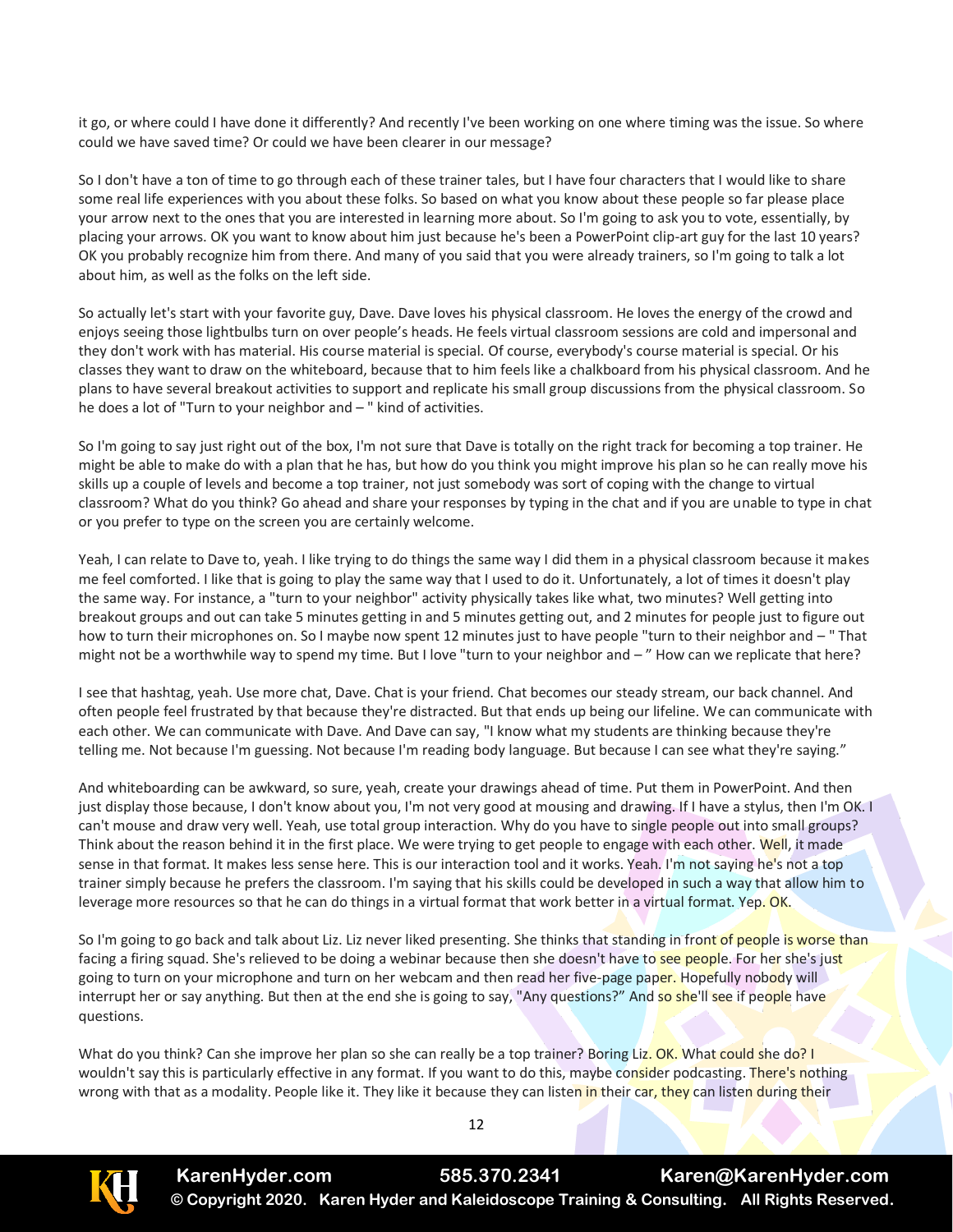it go, or where could I have done it differently? And recently I've been working on one where timing was the issue. So where could we have saved time? Or could we have been clearer in our message?

So I don't have a ton of time to go through each of these trainer tales, but I have four characters that I would like to share some real life experiences with you about these folks. So based on what you know about these people so far please place your arrow next to the ones that you are interested in learning more about. So I'm going to ask you to vote, essentially, by placing your arrows. OK you want to know about him just because he's been a PowerPoint clip-art guy for the last 10 years? OK you probably recognize him from there. And many of you said that you were already trainers, so I'm going to talk a lot about him, as well as the folks on the left side.

So actually let's start with your favorite guy, Dave. Dave loves his physical classroom. He loves the energy of the crowd and enjoys seeing those lightbulbs turn on over people's heads. He feels virtual classroom sessions are cold and impersonal and they don't work with has material. His course material is special. Of course, everybody's course material is special. Or his classes they want to draw on the whiteboard, because that to him feels like a chalkboard from his physical classroom. And he plans to have several breakout activities to support and replicate his small group discussions from the physical classroom. So he does a lot of "Turn to your neighbor and – " kind of activities.

So I'm going to say just right out of the box, I'm not sure that Dave is totally on the right track for becoming a top trainer. He might be able to make do with a plan that he has, but how do you think you might improve his plan so he can really move his skills up a couple of levels and become a top trainer, not just somebody was sort of coping with the change to virtual classroom? What do you think? Go ahead and share your responses by typing in the chat and if you are unable to type in chat or you prefer to type on the screen you are certainly welcome.

Yeah, I can relate to Dave to, yeah. I like trying to do things the same way I did them in a physical classroom because it makes me feel comforted. I like that is going to play the same way that I used to do it. Unfortunately, a lot of times it doesn't play the same way. For instance, a "turn to your neighbor" activity physically takes like what, two minutes? Well getting into breakout groups and out can take 5 minutes getting in and 5 minutes getting out, and 2 minutes for people just to figure out how to turn their microphones on. So I maybe now spent 12 minutes just to have people "turn to their neighbor and – " That might not be a worthwhile way to spend my time. But I love "turn to your neighbor and – " How can we replicate that here?

I see that hashtag, yeah. Use more chat, Dave. Chat is your friend. Chat becomes our steady stream, our back channel. And often people feel frustrated by that because they're distracted. But that ends up being our lifeline. We can communicate with each other. We can communicate with Dave. And Dave can say, "I know what my students are thinking because they're telling me. Not because I'm guessing. Not because I'm reading body language. But because I can see what they're saying."

And whiteboarding can be awkward, so sure, yeah, create your drawings ahead of time. Put them in PowerPoint. And then just display those because, I don't know about you, I'm not very good at mousing and drawing. If I have a stylus, then I'm OK. I can't mouse and draw very well. Yeah, use total group interaction. Why do you have to single people out into small groups? Think about the reason behind it in the first place. We were trying to get people to engage with each other. Well, it made sense in that format. It makes less sense here. This is our interaction tool and it works. Yeah. I'm not saying he's not a top trainer simply because he prefers the classroom. I'm saying that his skills could be developed in such a way that allow him to leverage more resources so that he can do things in a virtual format that work better in a virtual format. Yep. OK.

So I'm going to go back and talk about Liz. Liz never liked presenting. She thinks that standing in front of people is worse than facing a firing squad. She's relieved to be doing a webinar because then she doesn't have to see people. For her she's just going to turn on your microphone and turn on her webcam and then read her five-page paper. Hopefully nobody will interrupt her or say anything. But then at the end she is going to say, "Any questions?" And so she'll see if people have questions.

What do you think? Can she improve her plan so she can really be a top trainer? Boring Liz. OK. What could she do? I wouldn't say this is particularly effective in any format. If you want to do this, maybe consider podcasting. There's nothing wrong with that as a modality. People like it. They like it because they can listen in their car, they can listen during their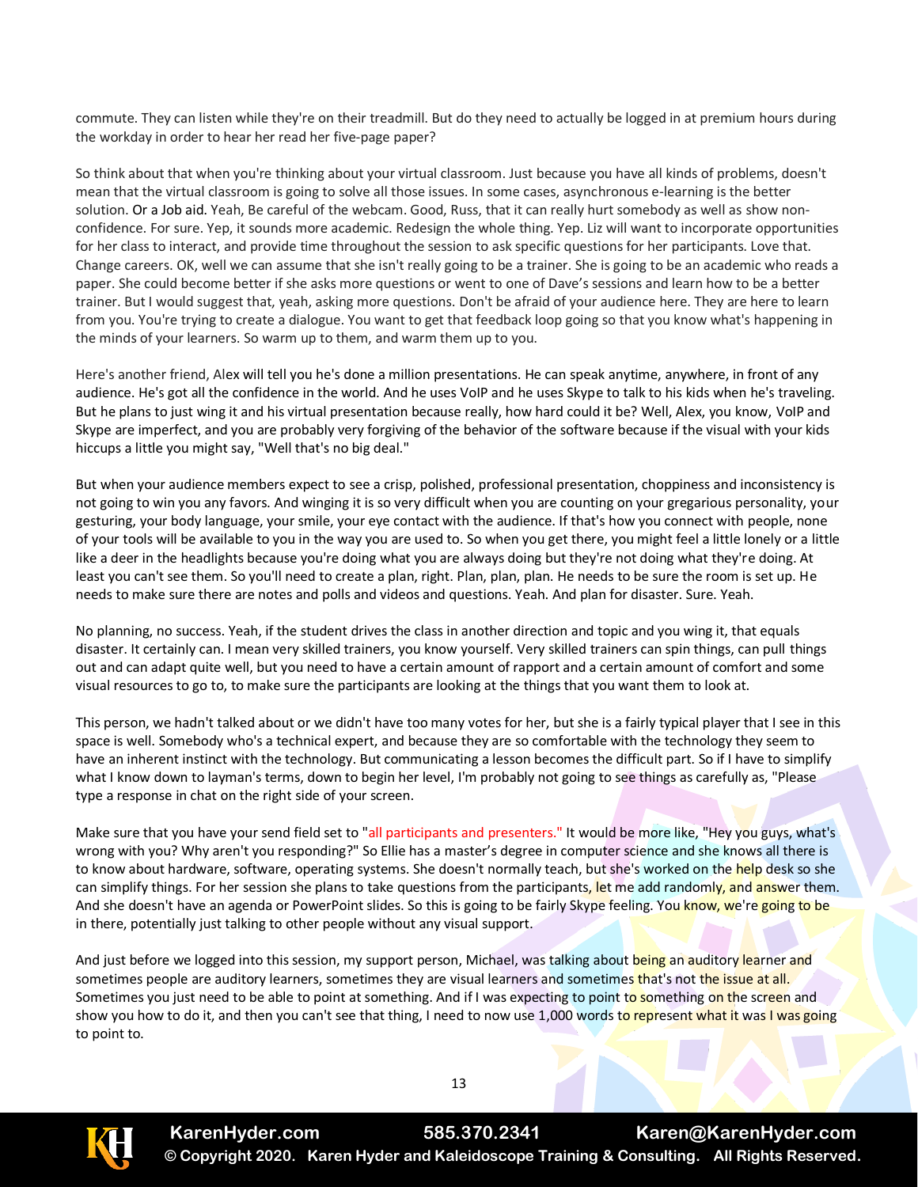commute. They can listen while they're on their treadmill. But do they need to actually be logged in at premium hours during the workday in order to hear her read her five-page paper?

So think about that when you're thinking about your virtual classroom. Just because you have all kinds of problems, doesn't mean that the virtual classroom is going to solve all those issues. In some cases, asynchronous e-learning is the better solution. Or a Job aid. Yeah, Be careful of the webcam. Good, Russ, that it can really hurt somebody as well as show non-confidence. For sure. Yep, it sounds more academic. Redesign the whole thing. Yep. Liz will want to incorporate opportunities for her class to interact, and provide time throughout the session to ask specific questions for her participants. Love that. Change careers. OK, well we can assume that she isn't really going to be a trainer. She is going to be an academic who reads a paper. She could become better if she asks more questions or went to one of Dave's sessions and learn how to be a better trainer. But I would suggest that, yeah, asking more questions. Don't be afraid of your audience here. They are here to learn from you. You're trying to create a dialogue. You want to get that feedback loop going so that you know what's happening in the minds of your learners. So warm up to them, and warm them up to you.

Here's another friend, Alex will tell you he's done a million presentations. He can speak anytime, anywhere, in front of any audience. He's got all the confidence in the world. And he uses VoIP and he uses Skype to talk to his kids when he's traveling. But he plans to just wing it and his virtual presentation because really, how hard could it be? Well, Alex, you know, VoIP and Skype are imperfect, and you are probably very forgiving of the behavior of the software because if the visual with your kids hiccups a little you might say, "Well that's no big deal."

But when your audience members expect to see a crisp, polished, professional presentation, choppiness and inconsistency is not going to win you any favors. And winging it is so very difficult when you are counting on your gregarious personality, your gesturing, your body language, your smile, your eye contact with the audience. If that's how you connect with people, none of your tools will be available to you in the way you are used to. So when you get there, you might feel a little lonely or a little like a deer in the headlights because you're doing what you are always doing but they're not doing what they're doing. At least you can't see them. So you'll need to create a plan, right. Plan, plan, plan. He needs to be sure the room is set up. He needs to make sure there are notes and polls and videos and questions. Yeah. And plan for disaster. Sure. Yeah.

No planning, no success. Yeah, if the student drives the class in another direction and topic and you wing it, that equals disaster. It certainly can. I mean very skilled trainers, you know yourself. Very skilled trainers can spin things, can pull things out and can adapt quite well, but you need to have a certain amount of rapport and a certain amount of comfort and some visual resources to go to, to make sure the participants are looking at the things that you want them to look at.

This person, we hadn't talked about or we didn't have too many votes for her, but she is a fairly typical player that I see in this space is well. Somebody who's a technical expert, and because they are so comfortable with the technology they seem to have an inherent instinct with the technology. But communicating a lesson becomes the difficult part. So if I have to simplify what I know down to layman's terms, down to begin her level, I'm probably not going to see things as carefully as, "Please type a response in chat on the right side of your screen.

Make sure that you have your send field set to "all participants and presenters." It would be more like, "Hey you guys, what's wrong with you? Why aren't you responding?" So Ellie has a master's degree in computer science and she knows all there is to know about hardware, software, operating systems. She doesn't normally teach, but she's worked on the help desk so she can simplify things. For her session she plans to take questions from the participants, let me add randomly, and answer them. And she doesn't have an agenda or PowerPoint slides. So this is going to be fairly Skype feeling. You know, we're going to be in there, potentially just talking to other people without any visual support.

And just before we logged into this session, my support person, Michael, was talking about being an auditory learner and sometimes people are auditory learners, sometimes they are visual learners and sometimes that's not the issue at all. Sometimes you just need to be able to point at something. And if I was expecting to point to something on the screen and show you how to do it, and then you can't see that thing, I need to now use 1,000 words to represent what it was I was going to point to.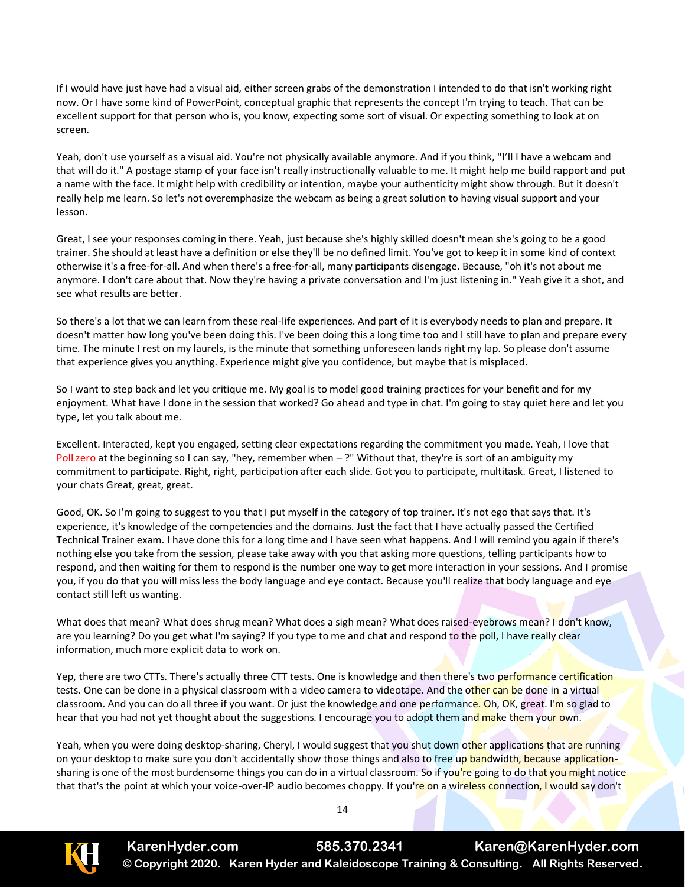If I would have just have had a visual aid, either screen grabs of the demonstration I intended to do that isn't working right now. Or I have some kind of PowerPoint, conceptual graphic that represents the concept I'm trying to teach. That can be excellent support for that person who is, you know, expecting some sort of visual. Or expecting something to look at on screen.

Yeah, don't use yourself as a visual aid. You're not physically available anymore. And if you think, "I'll I have a webcam and that will do it." A postage stamp of your face isn't really instructionally valuable to me. It might help me build rapport and put a name with the face. It might help with credibility or intention, maybe your authenticity might show through. But it doesn't really help me learn. So let's not overemphasize the webcam as being a great solution to having visual support and your lesson.

Great, I see your responses coming in there. Yeah, just because she's highly skilled doesn't mean she's going to be a good trainer. She should at least have a definition or else they'll be no defined limit. You've got to keep it in some kind of context otherwise it's a free-for-all. And when there's a free-for-all, many participants disengage. Because, "oh it's not about me anymore. I don't care about that. Now they're having a private conversation and I'm just listening in." Yeah give it a shot, and see what results are better.

So there's a lot that we can learn from these real-life experiences. And part of it is everybody needs to plan and prepare. It doesn't matter how long you've been doing this. I've been doing this a long time too and I still have to plan and prepare every time. The minute I rest on my laurels, is the minute that something unforeseen lands right my lap. So please don't assume that experience gives you anything. Experience might give you confidence, but maybe that is misplaced.

So I want to step back and let you critique me. My goal is to model good training practices for your benefit and for my enjoyment. What have I done in the session that worked? Go ahead and type in chat. I'm going to stay quiet here and let you type, let you talk about me.

Excellent. Interacted, kept you engaged, setting clear expectations regarding the commitment you made. Yeah, I love that Poll zero at the beginning so I can say, "hey, remember when – ?" Without that, they're sort of an ambiguity my commitment to participate. Right, right, participation after each slide. Got you to participate, multitask. Great, I listened to your chats Great, great, great.

Good, OK. So I'm going to suggest to you that I put myself in the category of top trainer. It's not ego that says that. It's experience, it's knowledge of the competencies and the domains. Just the fact that I have actually passed the Certified Technical Trainer exam. I have done this for a long time and I have seen what happens. And I will remind you again if there's nothing else you take from the session, please take away with you that asking more questions, telling participants how to respond, and then waiting for them to respond is the number one way to get more interaction in your sessions. And I promise you, if you do that you will miss less the body language and eye contact. Because you'll realize that body language and eye contact still left us wanting.

What does that mean? What does shrug mean? What does a sigh mean? What does raised-eyebrows mean? I don't know, are you learning? Do you get what I'm saying? If you type to me and chat and respond to the poll, I have really clear information, much more explicit data to work on.

Yep, there are two CTTs. There's actually three CTT tests. One is knowledge and then there's two performance certification tests. One can be done in a physical classroom with a video camera to videotape. And the other can be done in a virtual classroom. And you can do all three if you want. Or just the knowledge and one performance. Oh, OK, great. I'm so glad to hear that you had not yet thought about the suggestions. I encourage you to adopt them and make them your own.

Yeah, when you were doing desktop-sharing, Cheryl, I would suggest that you shut down other applications that are running on your desktop to make sure you don't accidentally show those things and also to free up bandwidth, because application-sharing is one of the most burdensome things you can do in a virtual classroom. So if you're going to do that you might notice that that's the point at which your voice-over-IP audio becomes choppy. If you're on a wireless connection, I would say don't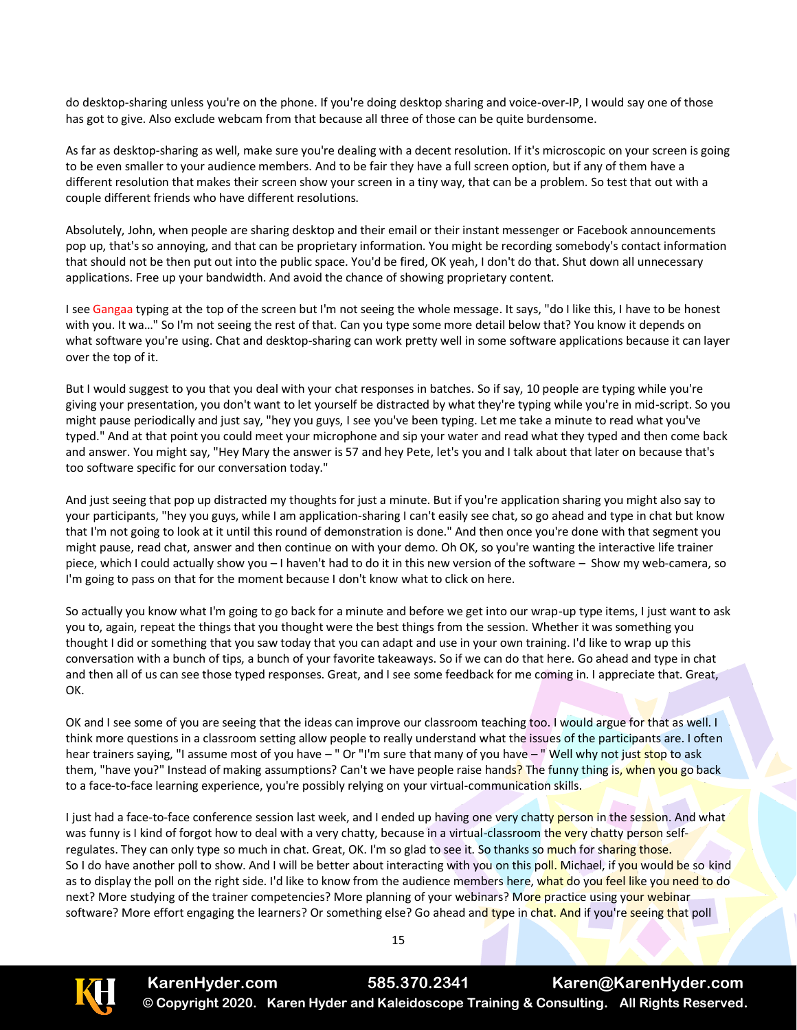do desktop-sharing unless you're on the phone. If you're doing desktop sharing and voice-over-IP, I would say one of those has got to give. Also exclude webcam from that because all three of those can be quite burdensome.

As far as desktop-sharing as well, make sure you're dealing with a decent resolution. If it's microscopic on your screen is going to be even smaller to your audience members. And to be fair they have a full screen option, but if any of them have a different resolution that makes their screen show your screen in a tiny way, that can be a problem. So test that out with a couple different friends who have different resolutions.

Absolutely, John, when people are sharing desktop and their email or their instant messenger or Facebook announcements pop up, that's so annoying, and that can be proprietary information. You might be recording somebody's contact information that should not be then put out into the public space. You'd be fired, OK yeah, I don't do that. Shut down all unnecessary applications. Free up your bandwidth. And avoid the chance of showing proprietary content.

I see Gangaa typing at the top of the screen but I'm not seeing the whole message. It says, "do I like this, I have to be honest with you. It wa…" So I'm not seeing the rest of that. Can you type some more detail below that? You know it depends on what software you're using. Chat and desktop-sharing can work pretty well in some software applications because it can layer over the top of it.

But I would suggest to you that you deal with your chat responses in batches. So if say, 10 people are typing while you're giving your presentation, you don't want to let yourself be distracted by what they're typing while you're in mid-script. So you might pause periodically and just say, "hey you guys, I see you've been typing. Let me take a minute to read what you've typed." And at that point you could meet your microphone and sip your water and read what they typed and then come back and answer. You might say, "Hey Mary the answer is 57 and hey Pete, let's you and I talk about that later on because that's too software specific for our conversation today."

And just seeing that pop up distracted my thoughts for just a minute. But if you're application sharing you might also say to your participants, "hey you guys, while I am application-sharing I can't easily see chat, so go ahead and type in chat but know that I'm not going to look at it until this round of demonstration is done." And then once you're done with that segment you might pause, read chat, answer and then continue on with your demo. Oh OK, so you're wanting the interactive life trainer piece, which I could actually show you – I haven't had to do it in this new version of the software – Show my web-camera, so I'm going to pass on that for the moment because I don't know what to click on here.

So actually you know what I'm going to go back for a minute and before we get into our wrap-up type items, I just want to ask you to, again, repeat the things that you thought were the best things from the session. Whether it was something you thought I did or something that you saw today that you can adapt and use in your own training. I'd like to wrap up this conversation with a bunch of tips, a bunch of your favorite takeaways. So if we can do that here. Go ahead and type in chat and then all of us can see those typed responses. Great, and I see some feedback for me coming in. I appreciate that. Great, OK.

OK and I see some of you are seeing that the ideas can improve our classroom teaching too. I would argue for that as well. I think more questions in a classroom setting allow people to really understand what the issues of the participants are. I often hear trainers saying, "I assume most of you have – " Or "I'm sure that many of you have – " Well why not just stop to ask them, "have you?" Instead of making assumptions? Can't we have people raise hands? The funny thing is, when you go back to a face-to-face learning experience, you're possibly relying on your virtual-communication skills.

I just had a face-to-face conference session last week, and I ended up having one very chatty person in the session. And what was funny is I kind of forgot how to deal with a very chatty, because in a virtual-classroom the very chatty person self-regulates. They can only type so much in chat. Great, OK. I'm so glad to see it. So thanks so much for sharing those.
So I do have another poll to show. And I will be better about interacting with you on this poll. Michael, if you would be so kind as to display the poll on the right side. I'd like to know from the audience members here, what do you feel like you need to do next? More studying of the trainer competencies? More planning of your webinars? More practice using your webinar software? More effort engaging the learners? Or something else? Go ahead and type in chat. And if you're seeing that poll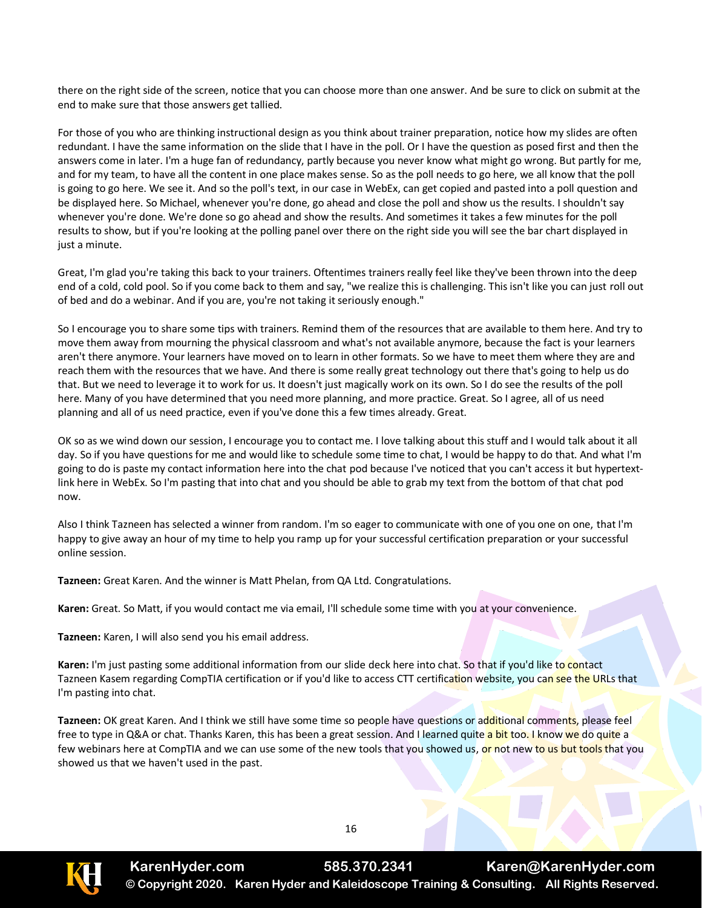there on the right side of the screen, notice that you can choose more than one answer. And be sure to click on submit at the end to make sure that those answers get tallied.

For those of you who are thinking instructional design as you think about trainer preparation, notice how my slides are often redundant. I have the same information on the slide that I have in the poll. Or I have the question as posed first and then the answers come in later. I'm a huge fan of redundancy, partly because you never know what might go wrong. But partly for me, and for my team, to have all the content in one place makes sense. So as the poll needs to go here, we all know that the poll is going to go here. We see it. And so the poll's text, in our case in WebEx, can get copied and pasted into a poll question and be displayed here. So Michael, whenever you're done, go ahead and close the poll and show us the results. I shouldn't say whenever you're done. We're done so go ahead and show the results. And sometimes it takes a few minutes for the poll results to show, but if you're looking at the polling panel over there on the right side you will see the bar chart displayed in just a minute.

Great, I'm glad you're taking this back to your trainers. Oftentimes trainers really feel like they've been thrown into the deep end of a cold, cold pool. So if you come back to them and say, "we realize this is challenging. This isn't like you can just roll out of bed and do a webinar. And if you are, you're not taking it seriously enough."

So I encourage you to share some tips with trainers. Remind them of the resources that are available to them here. And try to move them away from mourning the physical classroom and what's not available anymore, because the fact is your learners aren't there anymore. Your learners have moved on to learn in other formats. So we have to meet them where they are and reach them with the resources that we have. And there is some really great technology out there that's going to help us do that. But we need to leverage it to work for us. It doesn't just magically work on its own. So I do see the results of the poll here. Many of you have determined that you need more planning, and more practice. Great. So I agree, all of us need planning and all of us need practice, even if you've done this a few times already. Great.

OK so as we wind down our session, I encourage you to contact me. I love talking about this stuff and I would talk about it all day. So if you have questions for me and would like to schedule some time to chat, I would be happy to do that. And what I'm going to do is paste my contact information here into the chat pod because I've noticed that you can't access it but hypertext-link here in WebEx. So I'm pasting that into chat and you should be able to grab my text from the bottom of that chat pod now.

Also I think Tazneen has selected a winner from random. I'm so eager to communicate with one of you one on one, that I'm happy to give away an hour of my time to help you ramp up for your successful certification preparation or your successful online session.

**Tazneen:** Great Karen. And the winner is Matt Phelan, from QA Ltd. Congratulations.

**Karen:** Great. So Matt, if you would contact me via email, I'll schedule some time with you at your convenience.

**Tazneen:** Karen, I will also send you his email address.

**Karen:** I'm just pasting some additional information from our slide deck here into chat. So that if you'd like to contact Tazneen Kasem regarding CompTIA certification or if you'd like to access CTT certification website, you can see the URLs that I'm pasting into chat.

**Tazneen:** OK great Karen. And I think we still have some time so people have questions or additional comments, please feel free to type in Q&A or chat. Thanks Karen, this has been a great session. And I learned quite a bit too. I know we do quite a few webinars here at CompTIA and we can use some of the new tools that you showed us, or not new to us but tools that you showed us that we haven't used in the past.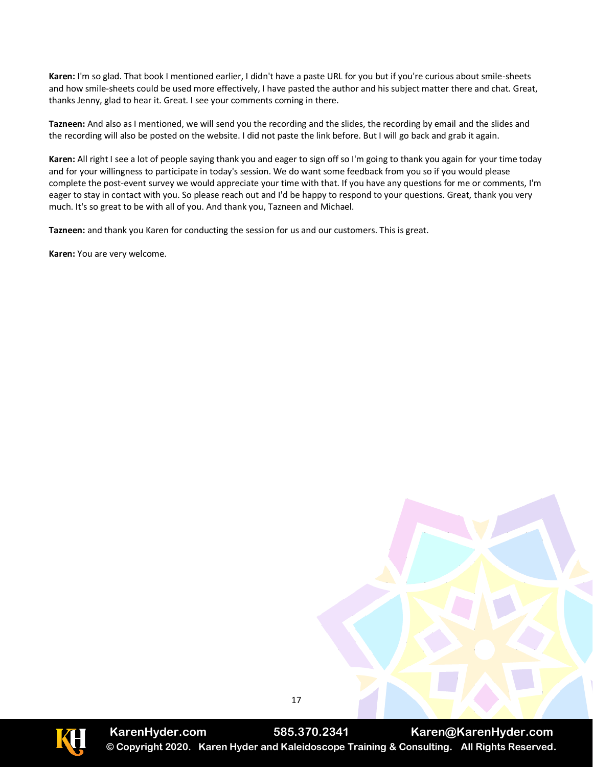**Karen:** I'm so glad. That book I mentioned earlier, I didn't have a paste URL for you but if you're curious about smile-sheets and how smile-sheets could be used more effectively, I have pasted the author and his subject matter there and chat. Great, thanks Jenny, glad to hear it. Great. I see your comments coming in there.

**Tazneen:** And also as I mentioned, we will send you the recording and the slides, the recording by email and the slides and the recording will also be posted on the website. I did not paste the link before. But I will go back and grab it again.

**Karen:** All right I see a lot of people saying thank you and eager to sign off so I'm going to thank you again for your time today and for your willingness to participate in today's session. We do want some feedback from you so if you would please complete the post-event survey we would appreciate your time with that. If you have any questions for me or comments, I'm eager to stay in contact with you. So please reach out and I'd be happy to respond to your questions. Great, thank you very much. It's so great to be with all of you. And thank you, Tazneen and Michael.

**Tazneen:** and thank you Karen for conducting the session for us and our customers. This is great.

**Karen:** You are very welcome.